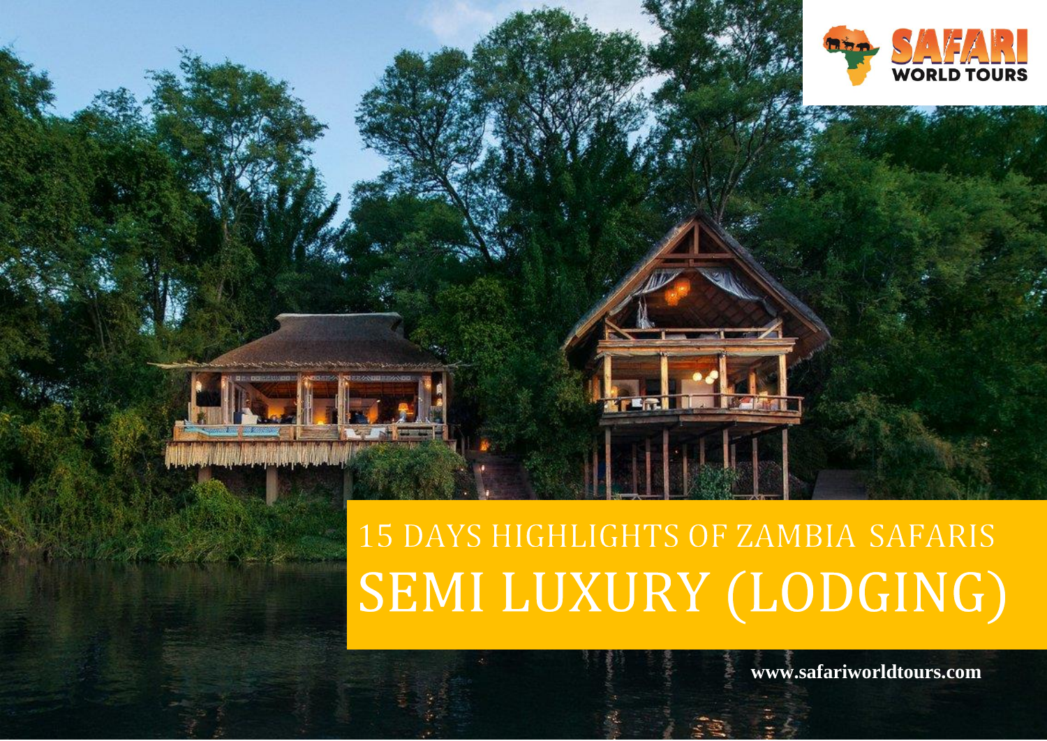# 15 DAYS HIGHLIGHTS OF ZAMBIA SAFARIS

# SEMI LUXURY (LODGING)

SAFARI WORLD TOURS

www.safariworldtours.com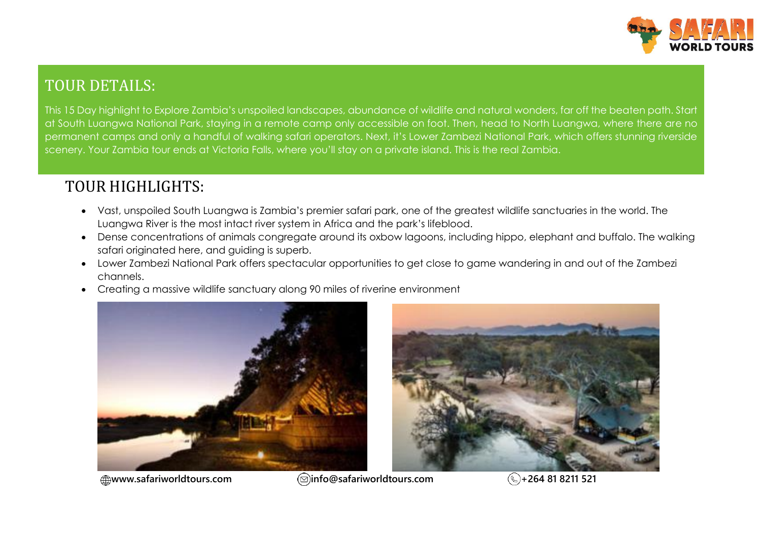## TOUR DETAILS:

This 15 Day highlight to Explore Zambia's unspoiled landscapes, abundance of wildlife and natural wonders, far off the beaten path. Start at South Luangwa National Park, staying in a remote camp only accessible on foot. Then, head to North Luangwa, where there are no permanent camps and only a handful of walking safari operators. Next, it's Lower Zambezi National Park, which offers stunning riverside scenery. Your Zambia tour ends at Victoria Falls, where you'll stay on a private island. This is the real Zambia.

## TOUR HIGHLIGHTS:

- Vast, unspoiled South Luangwa is Zambia's premier safari park, one of the greatest wildlife sanctuaries in the world. The Luangwa River is the most intact river system in Africa and the park's lifeblood.
- Dense concentrations of animals congregate around its oxbow lagoons, including hippo, elephant and buffalo. The walking safari originated here, and guiding is superb.
- Lower Zambezi National Park offers spectacular opportunities to get close to game wandering in and out of the Zambezi channels.
- Creating a massive wildlife sanctuary along 90 miles of riverine environment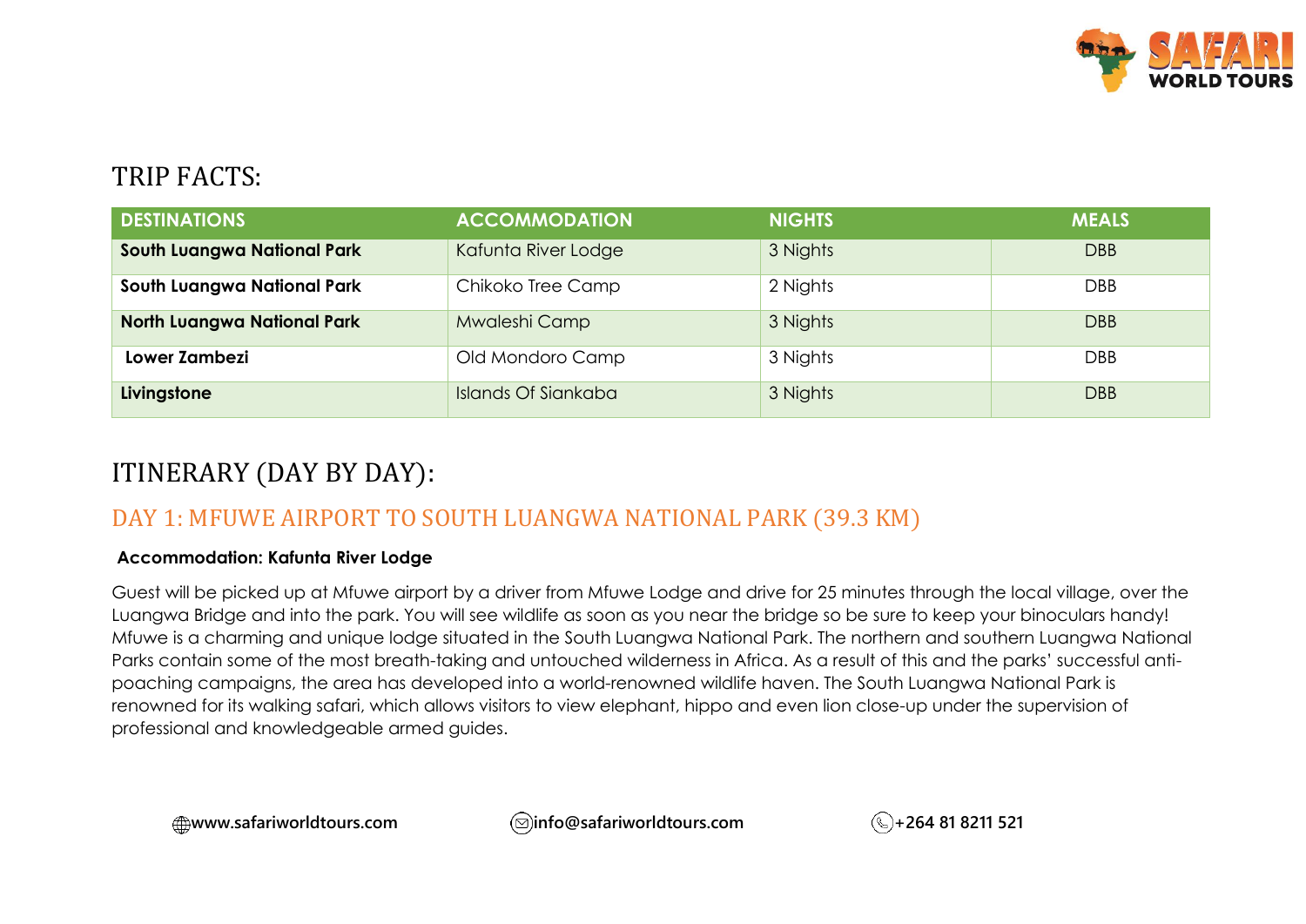# TRIP FACTS:

| DESTINATIONS | ACCOMMODATION | NIGHTS | MEALS |
|---|---|---|---|
| **South Luangwa National Park** | Kafunta River Lodge | 3 Nights | DBB |
| **South Luangwa National Park** | Chikoko Tree Camp | 2 Nights | DBB |
| **North Luangwa National Park** | Mwaleshi Camp | 3 Nights | DBB |
| **Lower Zambezi** | Old Mondoro Camp | 3 Nights | DBB |
| **Livingstone** | Islands Of Siankaba | 3 Nights | DBB |

# ITINERARY (DAY BY DAY):

## DAY 1: MFUWE AIRPORT TO SOUTH LUANGWA NATIONAL PARK (39.3 KM)

**Accommodation: Kafunta River Lodge**

Guest will be picked up at Mfuwe airport by a driver from Mfuwe Lodge and drive for 25 minutes through the local village, over the Luangwa Bridge and into the park. You will see wildlife as soon as you near the bridge so be sure to keep your binoculars handy! Mfuwe is a charming and unique lodge situated in the South Luangwa National Park. The northern and southern Luangwa National Parks contain some of the most breath-taking and untouched wilderness in Africa. As a result of this and the parks' successful anti-poaching campaigns, the area has developed into a world-renowned wildlife haven. The South Luangwa National Park is renowned for its walking safari, which allows visitors to view elephant, hippo and even lion close-up under the supervision of professional and knowledgeable armed guides.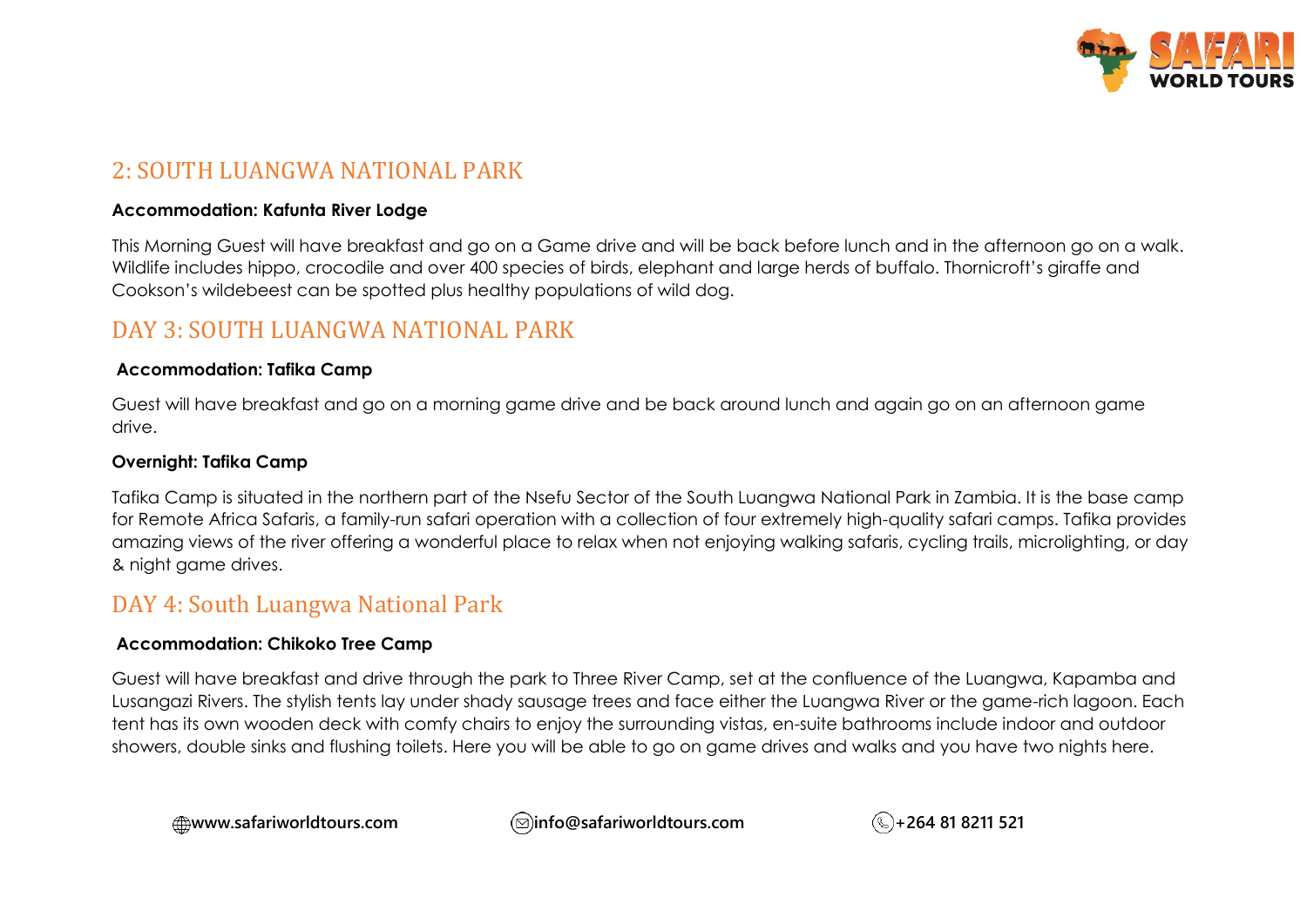## 2: SOUTH LUANGWA NATIONAL PARK

**Accommodation: Kafunta River Lodge**

This Morning Guest will have breakfast and go on a Game drive and will be back before lunch and in the afternoon go on a walk. Wildlife includes hippo, crocodile and over 400 species of birds, elephant and large herds of buffalo. Thornicroft's giraffe and Cookson's wildebeest can be spotted plus healthy populations of wild dog.

## DAY 3: SOUTH LUANGWA NATIONAL PARK

**Accommodation: Tafika Camp**

Guest will have breakfast and go on a morning game drive and be back around lunch and again go on an afternoon game drive.

**Overnight: Tafika Camp**

Tafika Camp is situated in the northern part of the Nsefu Sector of the South Luangwa National Park in Zambia. It is the base camp for Remote Africa Safaris, a family-run safari operation with a collection of four extremely high-quality safari camps. Tafika provides amazing views of the river offering a wonderful place to relax when not enjoying walking safaris, cycling trails, microlighting, or day & night game drives.

## DAY 4: South Luangwa National Park

**Accommodation: Chikoko Tree Camp**

Guest will have breakfast and drive through the park to Three River Camp, set at the confluence of the Luangwa, Kapamba and Lusangazi Rivers. The stylish tents lay under shady sausage trees and face either the Luangwa River or the game-rich lagoon. Each tent has its own wooden deck with comfy chairs to enjoy the surrounding vistas, en-suite bathrooms include indoor and outdoor showers, double sinks and flushing toilets. Here you will be able to go on game drives and walks and you have two nights here.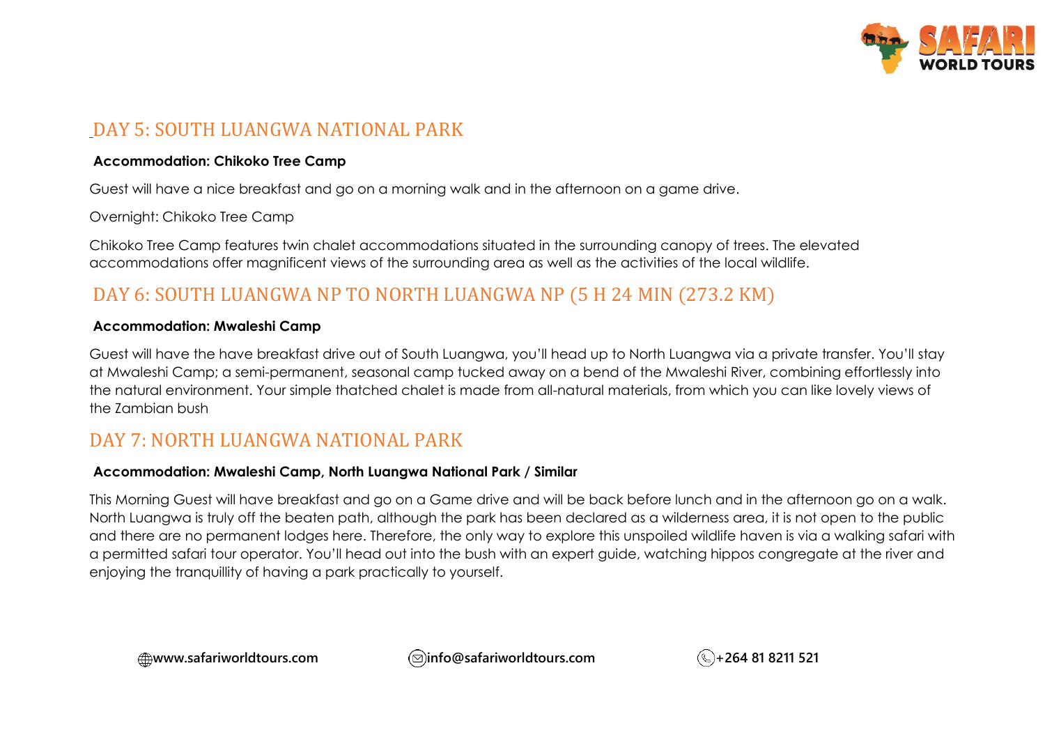## DAY 5: SOUTH LUANGWA NATIONAL PARK

**Accommodation: Chikoko Tree Camp**

Guest will have a nice breakfast and go on a morning walk and in the afternoon on a game drive.

Overnight: Chikoko Tree Camp

Chikoko Tree Camp features twin chalet accommodations situated in the surrounding canopy of trees. The elevated accommodations offer magnificent views of the surrounding area as well as the activities of the local wildlife.

## DAY 6: SOUTH LUANGWA NP TO NORTH LUANGWA NP (5 H 24 MIN (273.2 KM)

**Accommodation: Mwaleshi Camp**

Guest will have the have breakfast drive out of South Luangwa, you'll head up to North Luangwa via a private transfer. You'll stay at Mwaleshi Camp; a semi-permanent, seasonal camp tucked away on a bend of the Mwaleshi River, combining effortlessly into the natural environment. Your simple thatched chalet is made from all-natural materials, from which you can like lovely views of the Zambian bush

## DAY 7: NORTH LUANGWA NATIONAL PARK

**Accommodation: Mwaleshi Camp, North Luangwa National Park / Similar**

This Morning Guest will have breakfast and go on a Game drive and will be back before lunch and in the afternoon go on a walk. North Luangwa is truly off the beaten path, although the park has been declared as a wilderness area, it is not open to the public and there are no permanent lodges here. Therefore, the only way to explore this unspoiled wildlife haven is via a walking safari with a permitted safari tour operator. You'll head out into the bush with an expert guide, watching hippos congregate at the river and enjoying the tranquillity of having a park practically to yourself.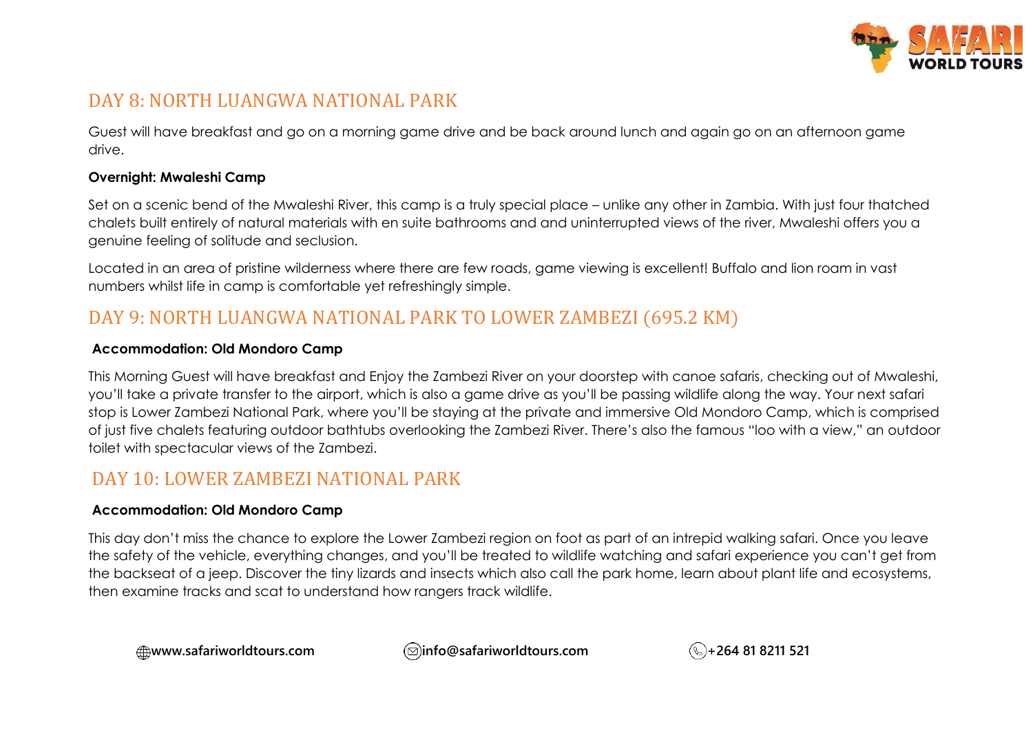## DAY 8: NORTH LUANGWA NATIONAL PARK

Guest will have breakfast and go on a morning game drive and be back around lunch and again go on an afternoon game drive.

**Overnight: Mwaleshi Camp**

Set on a scenic bend of the Mwaleshi River, this camp is a truly special place – unlike any other in Zambia. With just four thatched chalets built entirely of natural materials with en suite bathrooms and and uninterrupted views of the river, Mwaleshi offers you a genuine feeling of solitude and seclusion.

Located in an area of pristine wilderness where there are few roads, game viewing is excellent! Buffalo and lion roam in vast numbers whilst life in camp is comfortable yet refreshingly simple.

## DAY 9: NORTH LUANGWA NATIONAL PARK TO LOWER ZAMBEZI (695.2 KM)

**Accommodation: Old Mondoro Camp**

This Morning Guest will have breakfast and Enjoy the Zambezi River on your doorstep with canoe safaris, checking out of Mwaleshi, you'll take a private transfer to the airport, which is also a game drive as you'll be passing wildlife along the way. Your next safari stop is Lower Zambezi National Park, where you'll be staying at the private and immersive Old Mondoro Camp, which is comprised of just five chalets featuring outdoor bathtubs overlooking the Zambezi River. There's also the famous "loo with a view," an outdoor toilet with spectacular views of the Zambezi.

## DAY 10: LOWER ZAMBEZI NATIONAL PARK

**Accommodation: Old Mondoro Camp**

This day don't miss the chance to explore the Lower Zambezi region on foot as part of an intrepid walking safari. Once you leave the safety of the vehicle, everything changes, and you'll be treated to wildlife watching and safari experience you can't get from the backseat of a jeep. Discover the tiny lizards and insects which also call the park home, learn about plant life and ecosystems, then examine tracks and scat to understand how rangers track wildlife.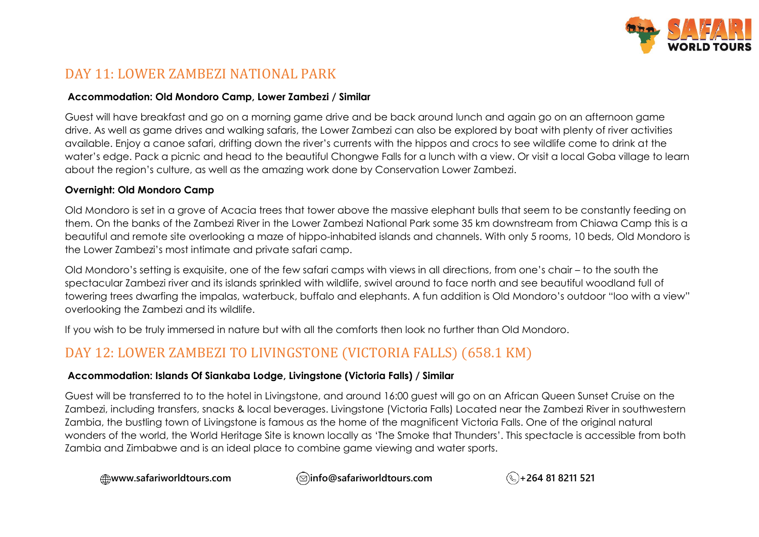## DAY 11: LOWER ZAMBEZI NATIONAL PARK

**Accommodation: Old Mondoro Camp, Lower Zambezi / Similar**

Guest will have breakfast and go on a morning game drive and be back around lunch and again go on an afternoon game drive. As well as game drives and walking safaris, the Lower Zambezi can also be explored by boat with plenty of river activities available. Enjoy a canoe safari, drifting down the river's currents with the hippos and crocs to see wildlife come to drink at the water's edge. Pack a picnic and head to the beautiful Chongwe Falls for a lunch with a view. Or visit a local Goba village to learn about the region's culture, as well as the amazing work done by Conservation Lower Zambezi.

**Overnight: Old Mondoro Camp**

Old Mondoro is set in a grove of Acacia trees that tower above the massive elephant bulls that seem to be constantly feeding on them. On the banks of the Zambezi River in the Lower Zambezi National Park some 35 km downstream from Chiawa Camp this is a beautiful and remote site overlooking a maze of hippo-inhabited islands and channels. With only 5 rooms, 10 beds, Old Mondoro is the Lower Zambezi's most intimate and private safari camp.

Old Mondoro's setting is exquisite, one of the few safari camps with views in all directions, from one's chair – to the south the spectacular Zambezi river and its islands sprinkled with wildlife, swivel around to face north and see beautiful woodland full of towering trees dwarfing the impalas, waterbuck, buffalo and elephants. A fun addition is Old Mondoro's outdoor "loo with a view" overlooking the Zambezi and its wildlife.

If you wish to be truly immersed in nature but with all the comforts then look no further than Old Mondoro.

## DAY 12: LOWER ZAMBEZI TO LIVINGSTONE (VICTORIA FALLS) (658.1 KM)

**Accommodation: Islands Of Siankaba Lodge, Livingstone (Victoria Falls) / Similar**

Guest will be transferred to to the hotel in Livingstone, and around 16:00 guest will go on an African Queen Sunset Cruise on the Zambezi, including transfers, snacks & local beverages. Livingstone (Victoria Falls) Located near the Zambezi River in southwestern Zambia, the bustling town of Livingstone is famous as the home of the magnificent Victoria Falls. One of the original natural wonders of the world, the World Heritage Site is known locally as 'The Smoke that Thunders'. This spectacle is accessible from both Zambia and Zimbabwe and is an ideal place to combine game viewing and water sports.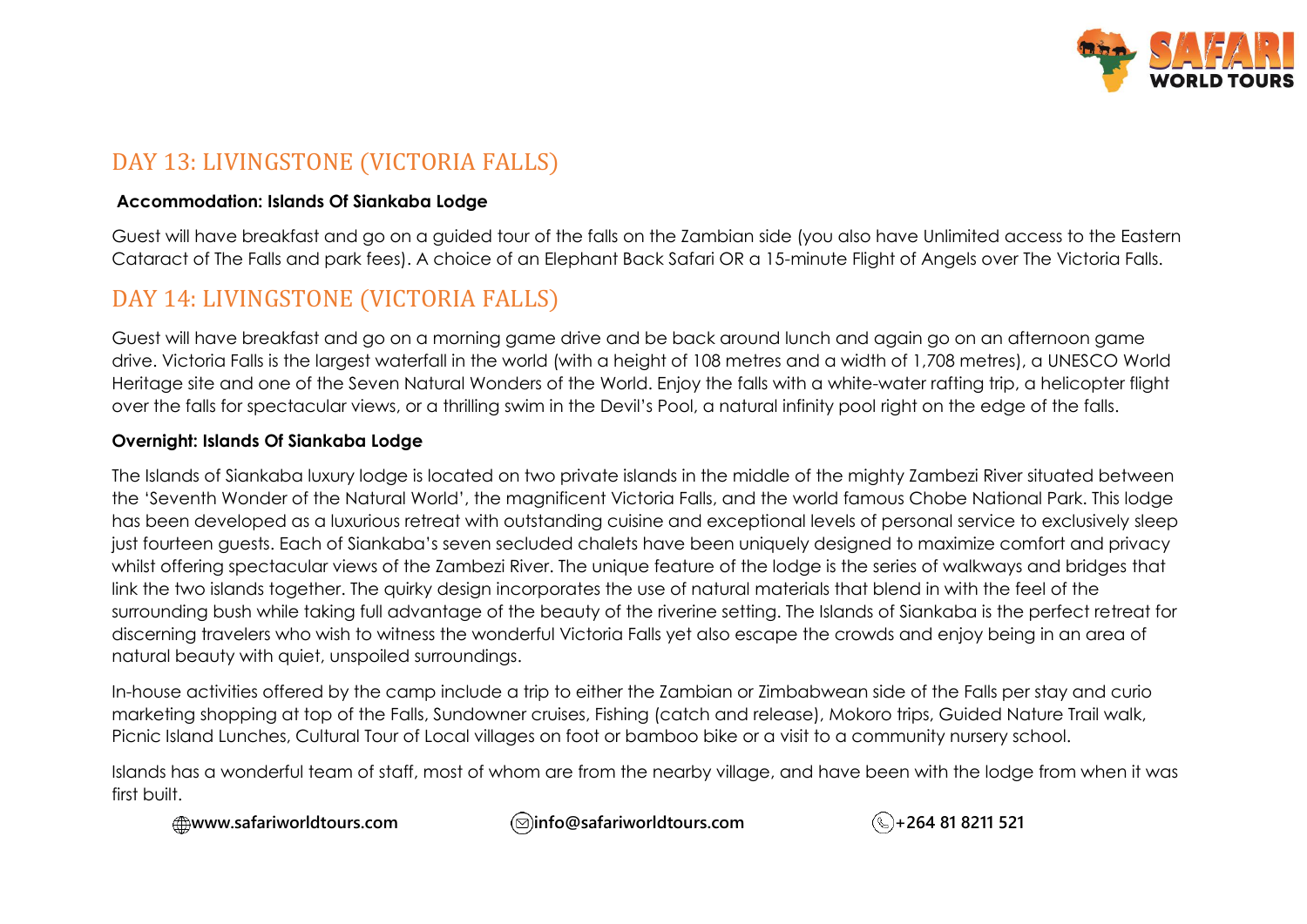## DAY 13: LIVINGSTONE (VICTORIA FALLS)

**Accommodation: Islands Of Siankaba Lodge**

Guest will have breakfast and go on a guided tour of the falls on the Zambian side (you also have Unlimited access to the Eastern Cataract of The Falls and park fees). A choice of an Elephant Back Safari OR a 15-minute Flight of Angels over The Victoria Falls.

## DAY 14: LIVINGSTONE (VICTORIA FALLS)

Guest will have breakfast and go on a morning game drive and be back around lunch and again go on an afternoon game drive. Victoria Falls is the largest waterfall in the world (with a height of 108 metres and a width of 1,708 metres), a UNESCO World Heritage site and one of the Seven Natural Wonders of the World. Enjoy the falls with a white-water rafting trip, a helicopter flight over the falls for spectacular views, or a thrilling swim in the Devil's Pool, a natural infinity pool right on the edge of the falls.

**Overnight: Islands Of Siankaba Lodge**

The Islands of Siankaba luxury lodge is located on two private islands in the middle of the mighty Zambezi River situated between the 'Seventh Wonder of the Natural World', the magnificent Victoria Falls, and the world famous Chobe National Park. This lodge has been developed as a luxurious retreat with outstanding cuisine and exceptional levels of personal service to exclusively sleep just fourteen guests. Each of Siankaba's seven secluded chalets have been uniquely designed to maximize comfort and privacy whilst offering spectacular views of the Zambezi River. The unique feature of the lodge is the series of walkways and bridges that link the two islands together. The quirky design incorporates the use of natural materials that blend in with the feel of the surrounding bush while taking full advantage of the beauty of the riverine setting. The Islands of Siankaba is the perfect retreat for discerning travelers who wish to witness the wonderful Victoria Falls yet also escape the crowds and enjoy being in an area of natural beauty with quiet, unspoiled surroundings.

In-house activities offered by the camp include a trip to either the Zambian or Zimbabwean side of the Falls per stay and curio marketing shopping at top of the Falls, Sundowner cruises, Fishing (catch and release), Mokoro trips, Guided Nature Trail walk, Picnic Island Lunches, Cultural Tour of Local villages on foot or bamboo bike or a visit to a community nursery school.

Islands has a wonderful team of staff, most of whom are from the nearby village, and have been with the lodge from when it was first built.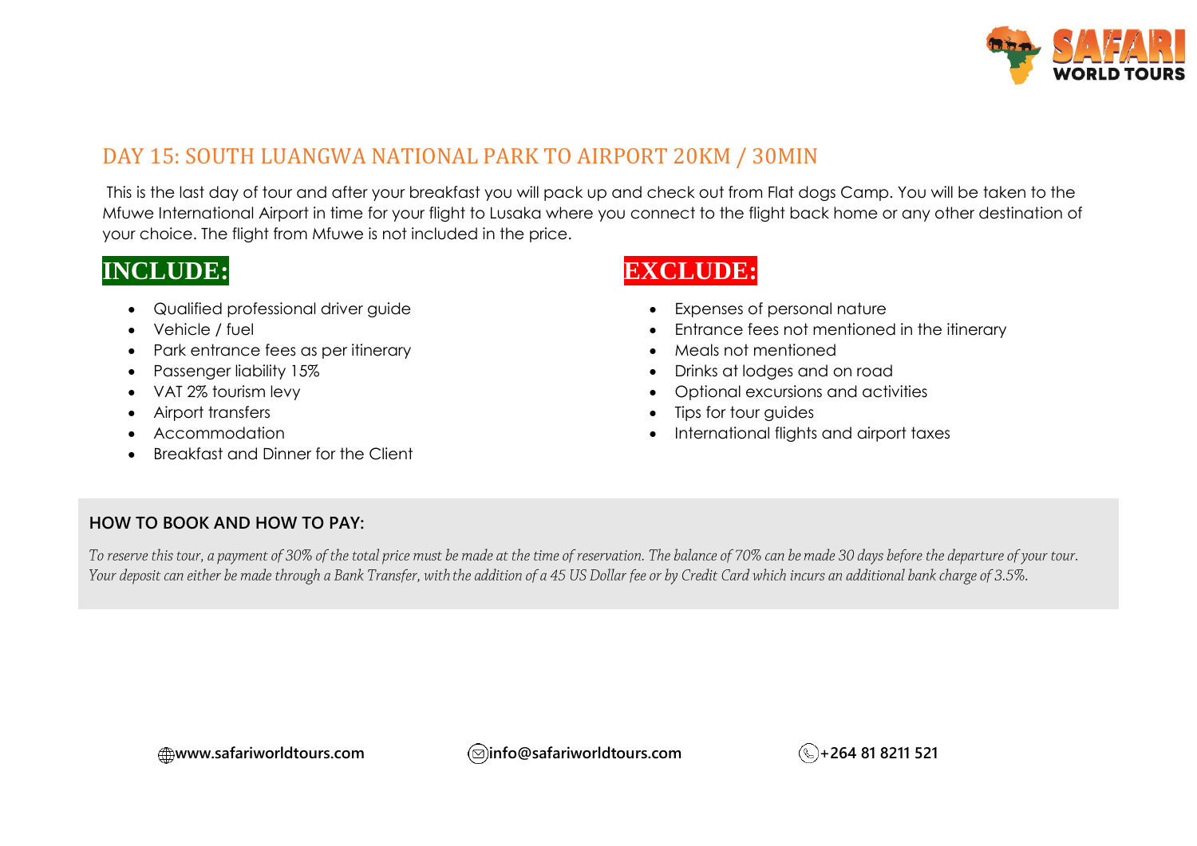## DAY 15: SOUTH LUANGWA NATIONAL PARK TO AIRPORT 20KM / 30MIN

This is the last day of tour and after your breakfast you will pack up and check out from Flat dogs Camp. You will be taken to the Mfuwe International Airport in time for your flight to Lusaka where you connect to the flight back home or any other destination of your choice. The flight from Mfuwe is not included in the price.

### INCLUDE:

- Qualified professional driver guide
- Vehicle / fuel
- Park entrance fees as per itinerary
- Passenger liability 15%
- VAT 2% tourism levy
- Airport transfers
- Accommodation
- Breakfast and Dinner for the Client

### EXCLUDE:

- Expenses of personal nature
- Entrance fees not mentioned in the itinerary
- Meals not mentioned
- Drinks at lodges and on road
- Optional excursions and activities
- Tips for tour guides
- International flights and airport taxes

### HOW TO BOOK AND HOW TO PAY:

*To reserve this tour, a payment of 30% of the total price must be made at the time of reservation. The balance of 70% can be made 30 days before the departure of your tour. Your deposit can either be made through a Bank Transfer, with the addition of a 45 US Dollar fee or by Credit Card which incurs an additional bank charge of 3.5%.*

**www.safariworldtours.com** **info@safariworldtours.com** **+264 81 8211 521**